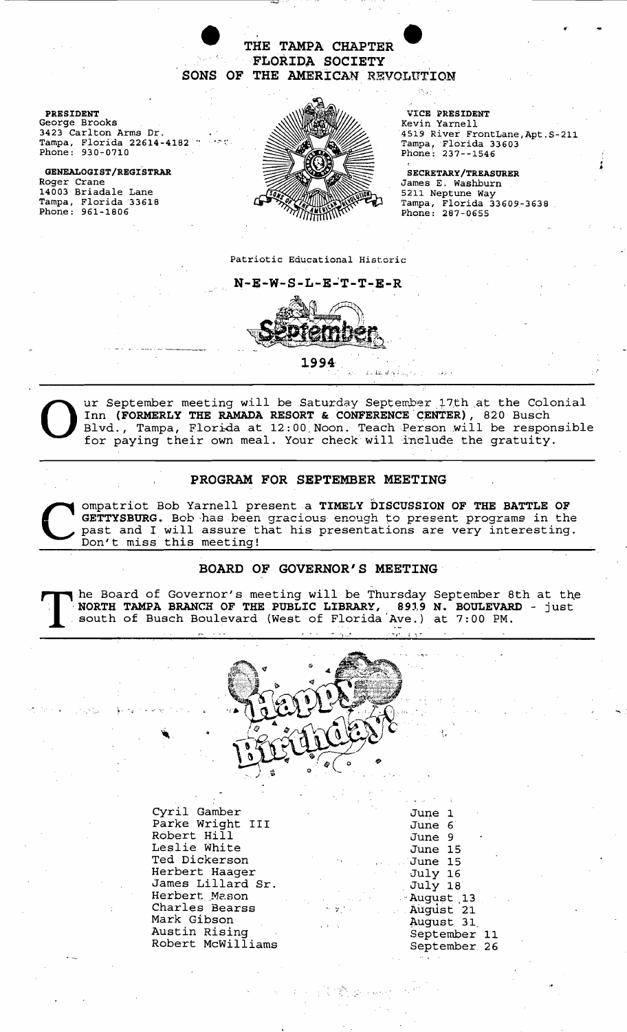# THE TAMPA CHAPTER
## FLORIDA SOCIETY
## SONS OF THE AMERICAN REVOLUTION

**PRESIDENT**
George Brooks
3423 Carlton Arms Dr.
Tampa, Florida 22614-4182
Phone: 930-0710

**GENEALOGIST/REGISTRAR**
Roger Crane
14003 Briadale Lane
Tampa, Florida 33618
Phone: 961-1806

**VICE PRESIDENT**
Kevin Yarnell
4519 River FrontLane,Apt.S-211
Tampa, Florida 33603
Phone: 237--1546

**SECRETARY/TREASURER**
James E. Washburn
5211 Neptune Way
Tampa, Florida 33609-3638
Phone: 287-0655

Patriotic Educational Historic

**N-E-W-S-L-E-T-T-E-R**

September

**1994**

Our September meeting will be Saturday September 17th at the Colonial Inn **(FORMERLY THE RAMADA RESORT & CONFERENCE CENTER)**, 820 Busch Blvd., Tampa, Florida at 12:00 Noon. Teach Person will be responsible for paying their own meal. Your check will include the gratuity.

## PROGRAM FOR SEPTEMBER MEETING

Compatriot Bob Yarnell present a **TIMELY DISCUSSION OF THE BATTLE OF GETTYSBURG.** Bob has been gracious enough to present programs in the past and I will assure that his presentations are very interesting. Don't miss this meeting!

## BOARD OF GOVERNOR'S MEETING

The Board of Governor's meeting will be Thursday September 8th at the **NORTH TAMPA BRANCH OF THE PUBLIC LIBRARY, 8919 N. BOULEVARD** - just south of Busch Boulevard (West of Florida Ave.) at 7:00 PM.

Happy Birthday!

| | |
|---|---|
| Cyril Gamber | June 1 |
| Parke Wright III | June 6 |
| Robert Hill | June 9 |
| Leslie White | June 15 |
| Ted Dickerson | June 15 |
| Herbert Haager | July 16 |
| James Lillard Sr. | July 18 |
| Herbert Mason | August 13 |
| Charles Bearss | August 21 |
| Mark Gibson | August 31 |
| Austin Rising | September 11 |
| Robert McWilliams | September 26 |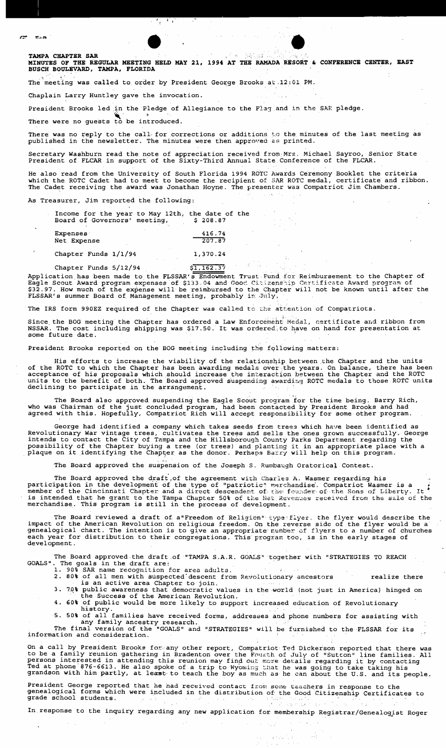**TAMPA CHAPTER SAR**
**MINUTES OF THE REGULAR MEETING HELD MAY 21, 1994 AT THE RAMADA RESORT & CONFERENCE CENTER, EAST BUSCH BOULEVARD, TAMPA, FLORIDA**

The meeting was called to order by President George Brooks at 12:01 PM.

Chaplain Larry Huntley gave the invocation.

President Brooks led in the Pledge of Allegiance to the Flag and in the SAR pledge.

There were no guests to be introduced.

There was no reply to the call for corrections or additions to the minutes of the last meeting as published in the newsletter. The minutes were then approved as printed.

Secretary Washburn read the note of appreciation received from Mrs. Michael Sayroo, Senior State President of FLCAR in support of the Sixty-Third Annual State Conference of the FLCAR.

He also read from the University of South Florida 1994 ROTC Awards Ceremony Booklet the criteria which the ROTC Cadet had to meet to become the recipient of SAR ROTC medal, certificate and ribbon. The Cadet receiving the award was Jonathan Hoyne. The presenter was Compatriot Jim Chambers.

As Treasurer, Jim reported the following:

| | |
|---|---|
| Income for the year to May 12th, the date of the Board of Governors' meeting, | $ 208.87 |
| Expenses | 416.74 |
| Net Expense | 207.87 |
| Chapter Funds 1/1/94 | 1,370.24 |
| Chapter Funds 5/12/94 | $1,162.37 |

Application has been made to the FLSSAR's Endowment Trust Fund for Reimbursement to the Chapter of Eagle Scout Award program expenses of $133.04 and Good Citizenship Certificate Award program of $32.97. How much of the expense will be reimbursed to the Chapter will not be known until after the FLSSAR's summer Board of Management meeting, probably in July.

The IRS form 990EZ required of the Chapter was called to the attention of Compatriots.

Since the BOG meeting the Chapter has ordered a Law Enforcement Medal, certificate and ribbon from NSSAR. The cost including shipping was $17.50. It was ordered to have on hand for presentation at some future date.

President Brooks reported on the BOG meeting including the following matters:

His efforts to increase the viability of the relationship between the Chapter and the units of the ROTC to which the Chapter has been awarding medals over the years. On balance, there has been acceptance of his proposals which should increase the interaction between the Chapter and the ROTC units to the benefit of both. The Board approved suspending awarding ROTC medals to those ROTC units declining to participate in the arrangement.

The Board also approved suspending the Eagle Scout program for the time being. Barry Rich, who was Chairman of the just concluded program, had been contacted by President Brooks and had agreed with this. Hopefully, Compatriot Rich will accept responsibility for some other program.

George had identified a company which takes seeds from trees which have been identified as Revolutionary War vintage trees, cultivates the trees and sells the ones grown successfully. George intends to contact the City of Tampa and the Hillsborough County Parks Department regarding the possibility of the Chapter buying a tree (or trees) and planting it in an appropriate place with a plaque on it identifying the Chapter as the donor. Perhaps Barry will help on this program.

The Board approved the suspension of the Joseph S. Rumbaugh Oratorical Contest.

The Board approved the draft of the agreement with Charles A. Wasmer regarding his participation in the development of the type of "patriotic" merchandise. Compatriot Wasmer is a member of the Cincinnati Chapter and a direct descendent of the founder of the Sons of Liberty. It is intended that he grant to the Tampa Chapter 50% of the Net Revenues received from the sale of the merchandise. This program is still in the process of development.

The Board reviewed a draft of a "Freedom of Religion" type flyer. the flyer would describe the impact of the American Revolution on religious freedom. On the reverse side of the flyer would be a genealogical chart. The intention is to give an appropriate number of flyers to a number of churches each year for distribution to their congregations. This program too, is in the early stages of development.

The Board approved the draft of "TAMPA S.A.R. GOALS" together with "STRATEGIES TO REACH GOALS". The goals in the draft are:

1. 90% SAR name recognition for area adults.
2. 80% of all men with suspected descent from Revolutionary ancestors realize there is an active area Chapter to join.
3. 70% public awareness that democratic values in the world (not just in America) hinged on the Success of the American Revolution.
4. 60% of public would be more likely to support increased education of Revolutionary history.
5. 50% of all families have received forms, addresses and phone numbers for assisting with any family ancestry research.

The final version of the "GOALS" and "STRATEGIES" will be furnished to the FLSSAR for its information and consideration.

On a call by President Brooks for any other report, Compatriot Ted Dickerson reported that there was to be a family reunion gathering in Bradenton over the Fourth of July of "Sutton" line families. All persons interested in attending this reunion may find out more details regarding it by contacting Ted at phone 876-6613. He also spoke of a trip to Wyoming that he was going to take taking his grandson with him partly, at least to teach the boy as much as he can about the U.S. and its people.

President George reported that he had received contact from some teachers in response to the genealogical forms which were included in the distribution of the Good Citizenship Certificates to grade school students.

In response to the inquiry regarding any new application for membership Registrar/Genealogist Roger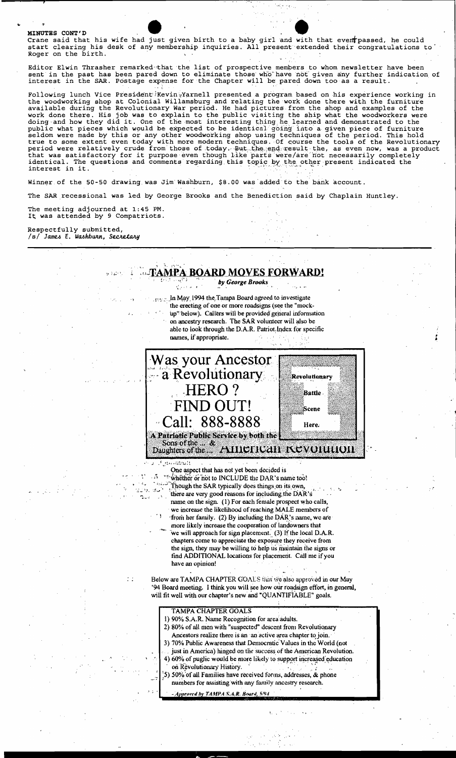**MINUTES CONT'D**

Crane said that his wife had just given birth to a baby girl and with that event passed, he could start clearing his desk of any membership inquiries. All present extended their congratulations to Roger on the birth.

Editor Elwin Thrasher remarked that the list of prospective members to whom newsletter have been sent in the past has been pared down to eliminate those who have not given any further indication of interest in the SAR. Postage expense for the Chapter will be pared down too as a result.

Following lunch Vice President Kevin Yarnell presented a program based on his experience working in the woodworking shop at Colonial Willamsburg and relating the work done there with the furniture available during the Revolutionary War period. He had pictures from the shop and examples of the work done there. His job was to explain to the public visiting the ship what the woodworkers were doing and how they did it. One of the most interesting thing he learned and demonstrated to the public what pieces which would be expected to be identical going into a given piece of furniture seldom were made by this or any other woodworking shop using techniques of the period. This hold true to some extent even today with more modern techniques. Of course the tools of the Revolutionary period were relatively crude from those of today. But the end result the, as even now, was a product that was satisfactory for it purpose even though like parts were/are not necessarily completely identical. The questions and comments regarding this topic by the other present indicated the interest in it.

Winner of the 50-50 drawing was Jim Washburn, $8.00 was added to the bank account.

The SAR recessional was led by George Brooks and the Benediction said by Chaplain Huntley.

The meeting adjourned at 1:45 PM.
It was attended by 9 Compatriots.

Respectfully submitted,
/s/ *James E. Washburn, Secretary*

## TAMPA BOARD MOVES FORWARD!

*by George Brooks*

In May 1994 the Tampa Board agreed to investigate the erecting of one or more roadsigns (see the "mock-up" below). Callers will be provided general information on ancestry research. The SAR volunteer will also be able to look through the D.A.R. Patriot Index for specific names, if appropriate.

Was your Ancestor a Revolutionary HERO? FIND OUT! Call: 888-8888

Revolutionary Battle Scene Here.

A Patriotic Public Service by both the Sons of the ... & Daughters of the ... American Revolution

One aspect that has not yet been decided is whether or not to INCLUDE the DAR's name too! Though the SAR typically does things on its own, there are very good reasons for including the DAR's name on the sign. (1) For each female prospect who calls, we increase the likelihood of reaching MALE members of from her family. (2) By including the DAR's name, we are more likely increase the cooperation of landowners that we will approach for sign placement. (3) If the local D.A.R. chapters come to appreciate the exposure they receive from the sign, they may be willing to help us maintain the signs or find ADDITIONAL locations for placement. Call me if you have an opinion!

Below are TAMPA CHAPTER GOALS that we also approved in our May '94 Board meeting. I think you will see how our roadsign effort, in general, will fit well with our chapter's new and "QUANTIFIABLE" goals.

**TAMPA CHAPTER GOALS**

1) 90% S.A.R. Name Recognition for area adults.
2) 80% of all men with "suspected" descent from Revolutionary Ancestors realize there is an an active area chapter to join.
3) 70% Public Awareness that Democratic Values in the World (not just in America) hinged on the success of the American Revolution.
4) 60% of puglic would be more likely to support increased education on Revolutionary History.
5) 50% of all Families have received forms, addresses, & phone numbers for assisting with any family ancestry research.

*- Approved by TAMPA S.A.R. Board, 5/94*